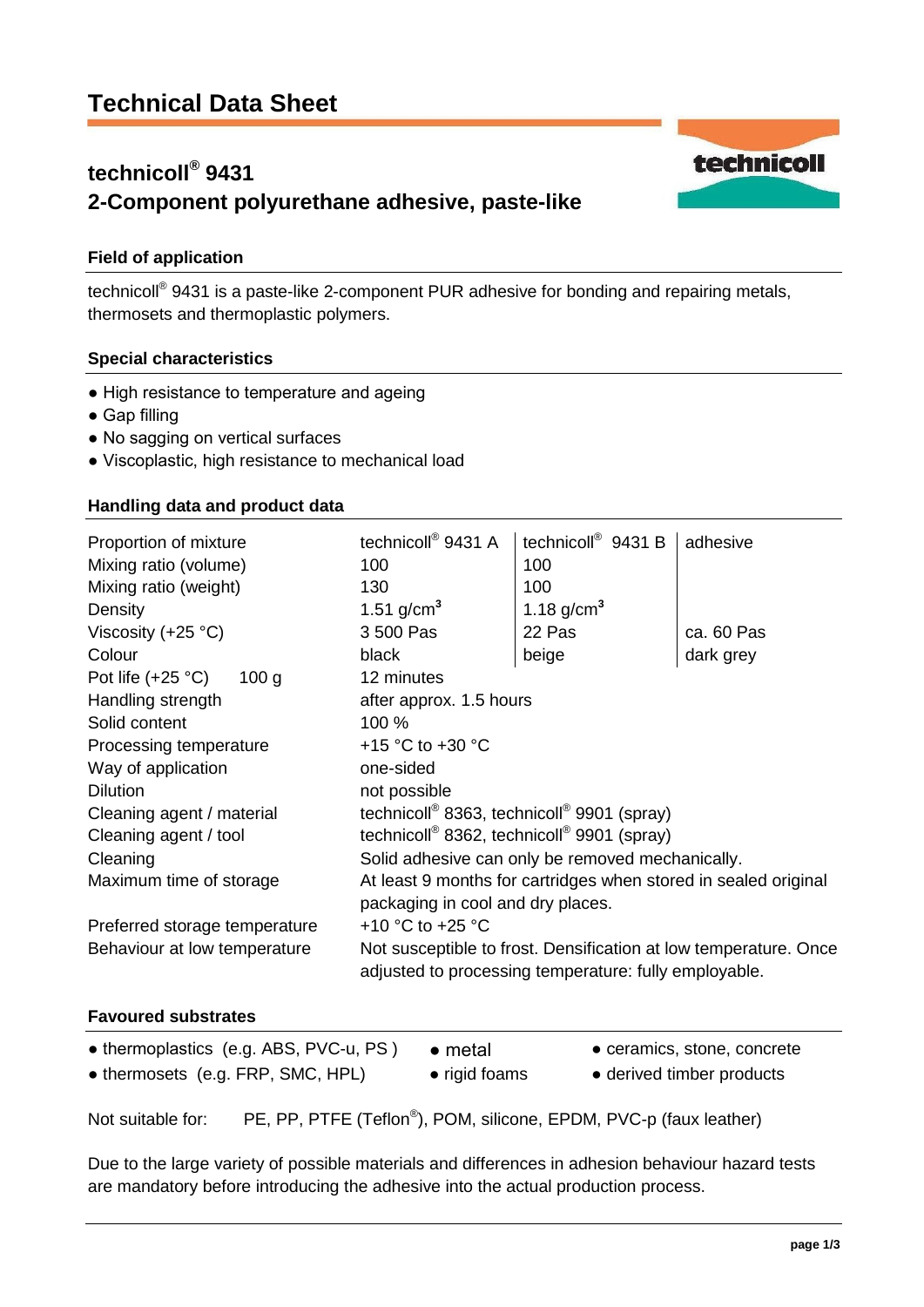# Technical Data Sheet

## technicoll® 9431
## 2-Component polyurethane adhesive, paste-like

### Field of application

technicoll® 9431 is a paste-like 2-component PUR adhesive for bonding and repairing metals, thermosets and thermoplastic polymers.

### Special characteristics

- High resistance to temperature and ageing
- Gap filling
- No sagging on vertical surfaces
- Viscoplastic, high resistance to mechanical load

### Handling data and product data

| Proportion of mixture | technicoll® 9431 A | technicoll® 9431 B | adhesive |
|---|---|---|---|
| Mixing ratio (volume) | 100 | 100 | |
| Mixing ratio (weight) | 130 | 100 | |
| Density | 1.51 g/cm³ | 1.18 g/cm³ | |
| Viscosity (+25 °C) | 3 500 Pas | 22 Pas | ca. 60 Pas |
| Colour | black | beige | dark grey |
| Pot life (+25 °C) 100 g | 12 minutes | | |
| Handling strength | after approx. 1.5 hours | | |
| Solid content | 100 % | | |
| Processing temperature | +15 °C to +30 °C | | |
| Way of application | one-sided | | |
| Dilution | not possible | | |
| Cleaning agent / material | technicoll® 8363, technicoll® 9901 (spray) | | |
| Cleaning agent / tool | technicoll® 8362, technicoll® 9901 (spray) | | |
| Cleaning | Solid adhesive can only be removed mechanically. | | |
| Maximum time of storage | At least 9 months for cartridges when stored in sealed original packaging in cool and dry places. | | |
| Preferred storage temperature | +10 °C to +25 °C | | |
| Behaviour at low temperature | Not susceptible to frost. Densification at low temperature. Once adjusted to processing temperature: fully employable. | | |

### Favoured substrates

- thermoplastics (e.g. ABS, PVC-u, PS )
- metal
- ceramics, stone, concrete
- thermosets (e.g. FRP, SMC, HPL)
- rigid foams
- derived timber products

Not suitable for: PE, PP, PTFE (Teflon®), POM, silicone, EPDM, PVC-p (faux leather)

Due to the large variety of possible materials and differences in adhesion behaviour hazard tests are mandatory before introducing the adhesive into the actual production process.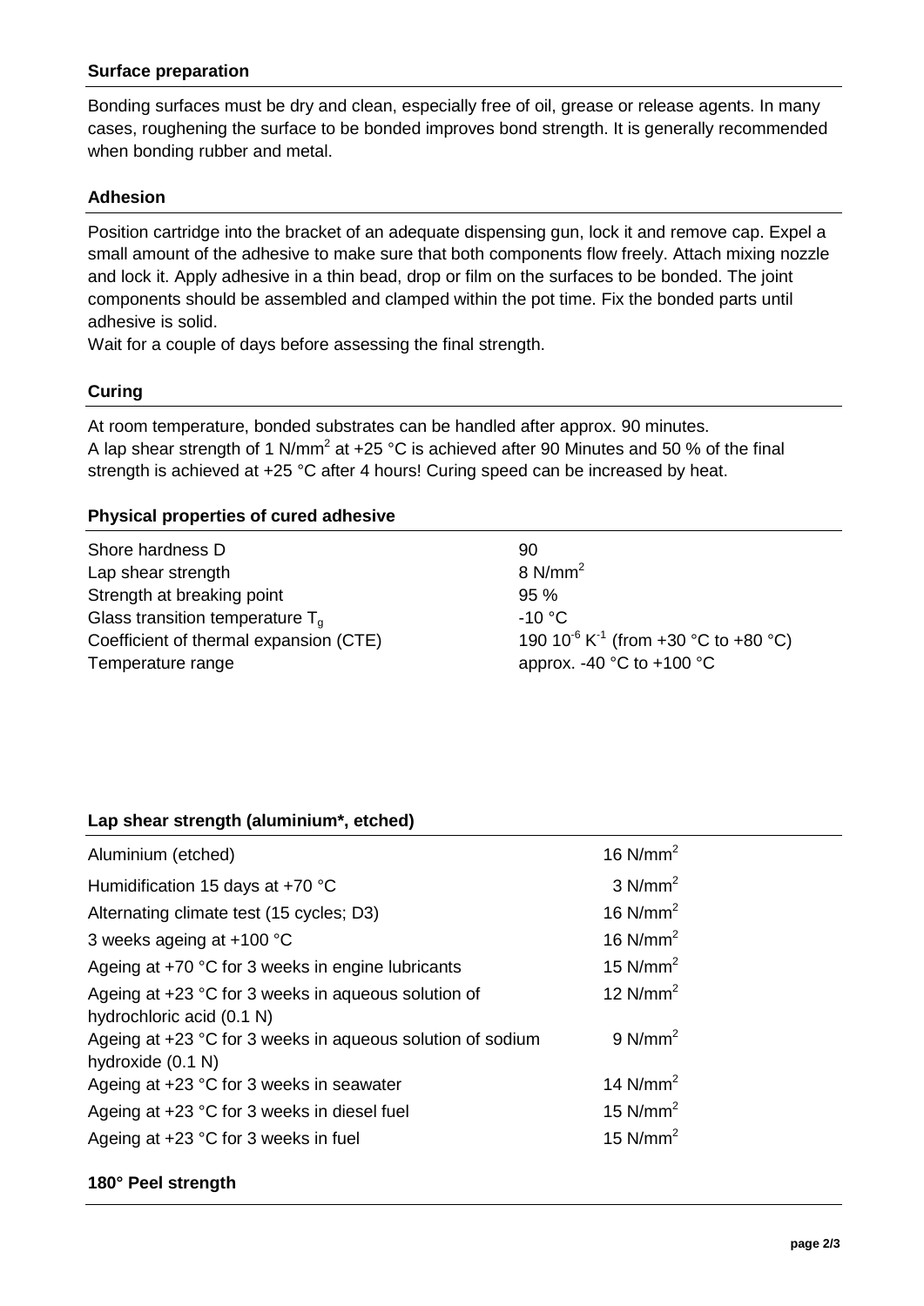### Surface preparation

Bonding surfaces must be dry and clean, especially free of oil, grease or release agents. In many cases, roughening the surface to be bonded improves bond strength. It is generally recommended when bonding rubber and metal.

### Adhesion

Position cartridge into the bracket of an adequate dispensing gun, lock it and remove cap. Expel a small amount of the adhesive to make sure that both components flow freely. Attach mixing nozzle and lock it. Apply adhesive in a thin bead, drop or film on the surfaces to be bonded. The joint components should be assembled and clamped within the pot time. Fix the bonded parts until adhesive is solid.
Wait for a couple of days before assessing the final strength.

### Curing

At room temperature, bonded substrates can be handled after approx. 90 minutes.
A lap shear strength of 1 N/mm$^2$ at +25 °C is achieved after 90 Minutes and 50 % of the final strength is achieved at +25 °C after 4 hours! Curing speed can be increased by heat.

### Physical properties of cured adhesive

| | |
|---|---|
| Shore hardness D | 90 |
| Lap shear strength | 8 N/mm$^2$ |
| Strength at breaking point | 95 % |
| Glass transition temperature $T_g$ | -10 °C |
| Coefficient of thermal expansion (CTE) | 190 $10^{-6}$ $K^{-1}$ (from +30 °C to +80 °C) |
| Temperature range | approx. -40 °C to +100 °C |

### Lap shear strength (aluminium*, etched)

| | |
|---|---|
| Aluminium (etched) | 16 N/mm$^2$ |
| Humidification 15 days at +70 °C | 3 N/mm$^2$ |
| Alternating climate test (15 cycles; D3) | 16 N/mm$^2$ |
| 3 weeks ageing at +100 °C | 16 N/mm$^2$ |
| Ageing at +70 °C for 3 weeks in engine lubricants | 15 N/mm$^2$ |
| Ageing at +23 °C for 3 weeks in aqueous solution of hydrochloric acid (0.1 N) | 12 N/mm$^2$ |
| Ageing at +23 °C for 3 weeks in aqueous solution of sodium hydroxide (0.1 N) | 9 N/mm$^2$ |
| Ageing at +23 °C for 3 weeks in seawater | 14 N/mm$^2$ |
| Ageing at +23 °C for 3 weeks in diesel fuel | 15 N/mm$^2$ |
| Ageing at +23 °C for 3 weeks in fuel | 15 N/mm$^2$ |

### 180° Peel strength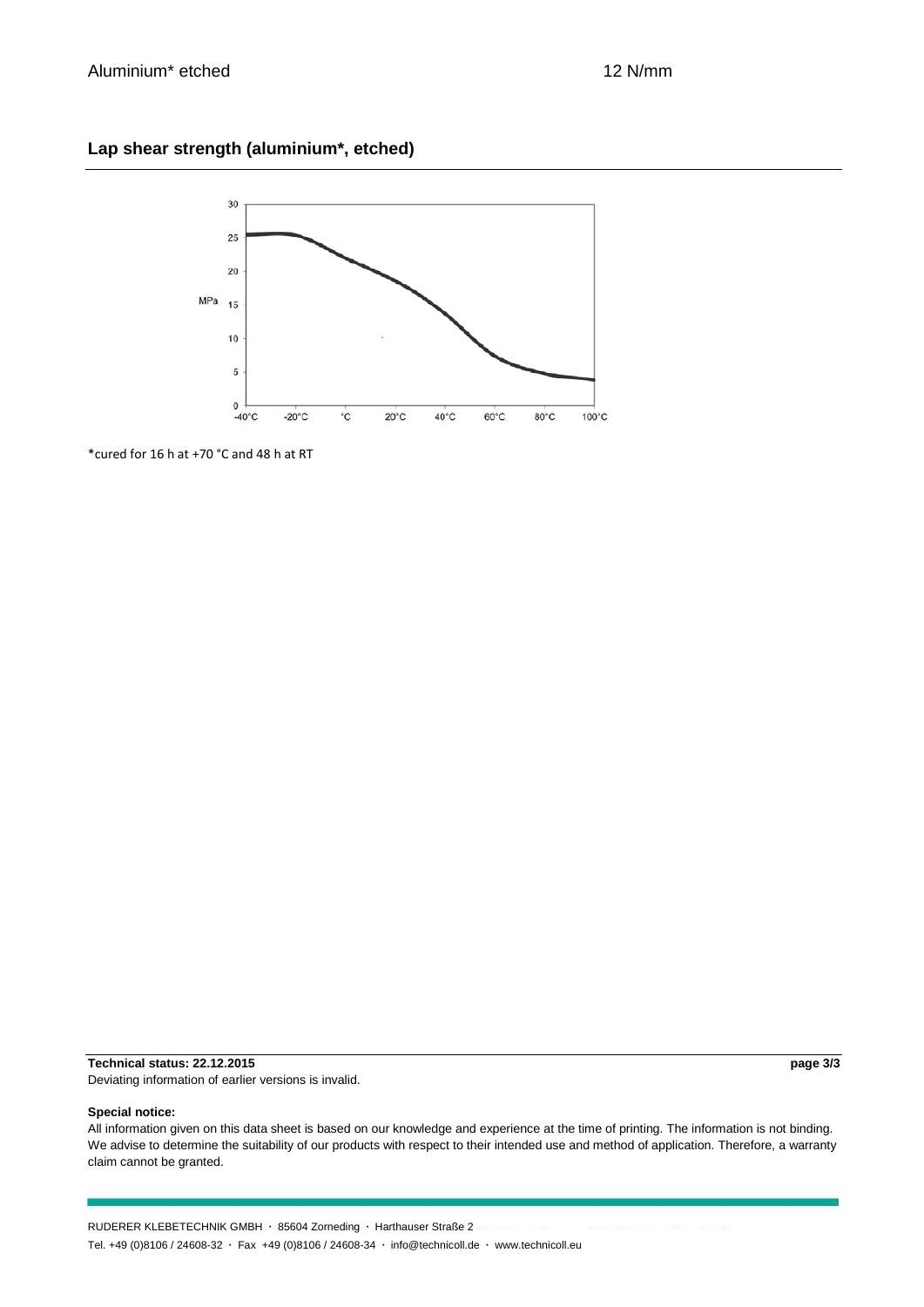Aluminium* etched 12 N/mm

## Lap shear strength (aluminium*, etched)

30
25
20
MPa 15
10
5
0
-40°C -20°C °C 20°C 40°C 60°C 80°C 100°C

*cured for 16 h at +70 °C and 48 h at RT

**Technical status: 22.12.2015**

Deviating information of earlier versions is invalid.

**Special notice:**

All information given on this data sheet is based on our knowledge and experience at the time of printing. The information is not binding. We advise to determine the suitability of our products with respect to their intended use and method of application. Therefore, a warranty claim cannot be granted.

RUDERER KLEBETECHNIK GMBH · 85604 Zorneding · Harthauser Straße 2

Tel. +49 (0)8106 / 24608-32 · Fax +49 (0)8106 / 24608-34 · info@technicoll.de · www.technicoll.eu